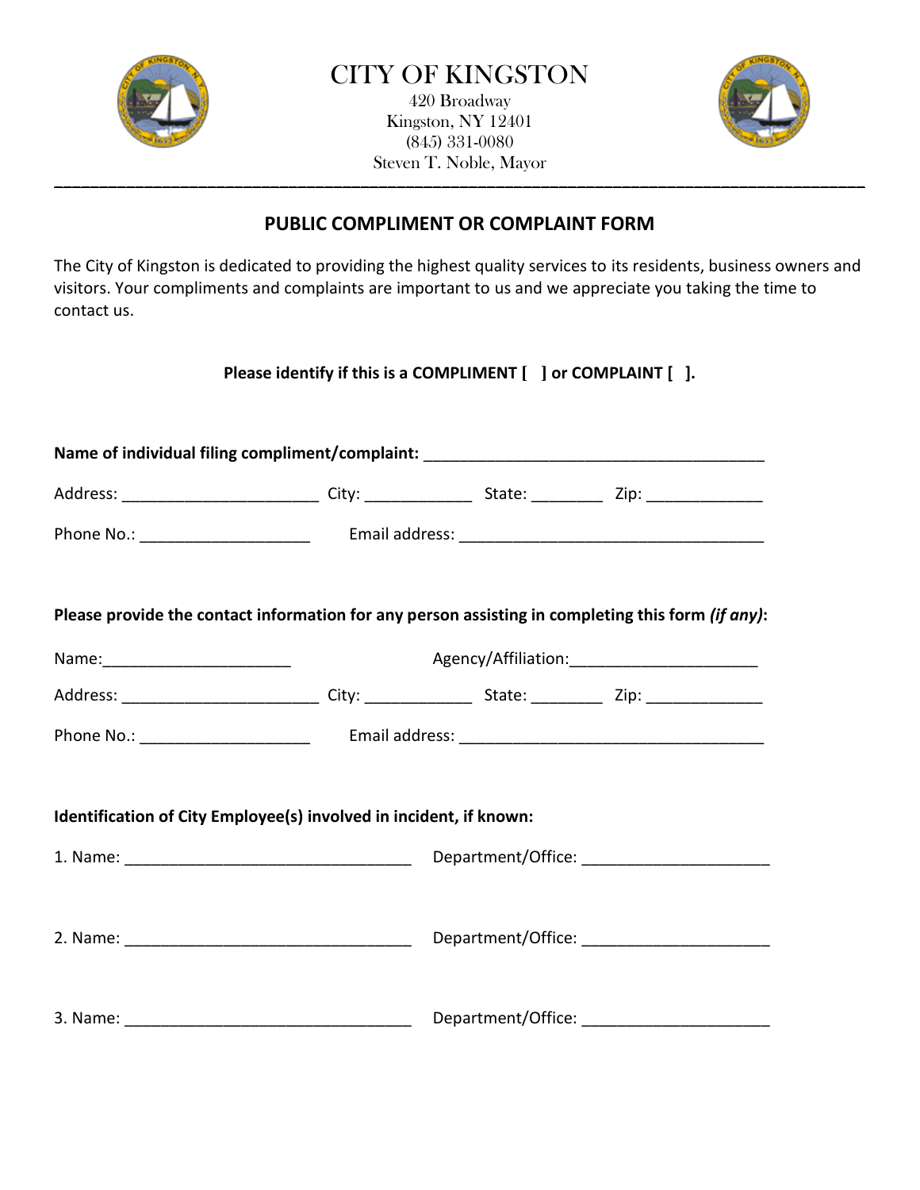# CITY OF KINGSTON

420 Broadway
Kingston, NY 12401
(845) 331-0080
Steven T. Noble, Mayor

---

## PUBLIC COMPLIMENT OR COMPLAINT FORM

The City of Kingston is dedicated to providing the highest quality services to its residents, business owners and visitors. Your compliments and complaints are important to us and we appreciate you taking the time to contact us.

**Please identify if this is a COMPLIMENT [ ] or COMPLAINT [ ].**

**Name of individual filing compliment/complaint:** _______________________________________

Address: ______________________ City: ____________ State: ________ Zip: _____________

Phone No.: ___________________ Email address: __________________________________

**Please provide the contact information for any person assisting in completing this form *(if any)*:**

Name:_____________________ Agency/Affiliation:_____________________

Address: ______________________ City: ____________ State: ________ Zip: _____________

Phone No.: ___________________ Email address: __________________________________

**Identification of City Employee(s) involved in incident, if known:**

1. Name: ________________________________ Department/Office: _____________________

2. Name: ________________________________ Department/Office: _____________________

3. Name: ________________________________ Department/Office: _____________________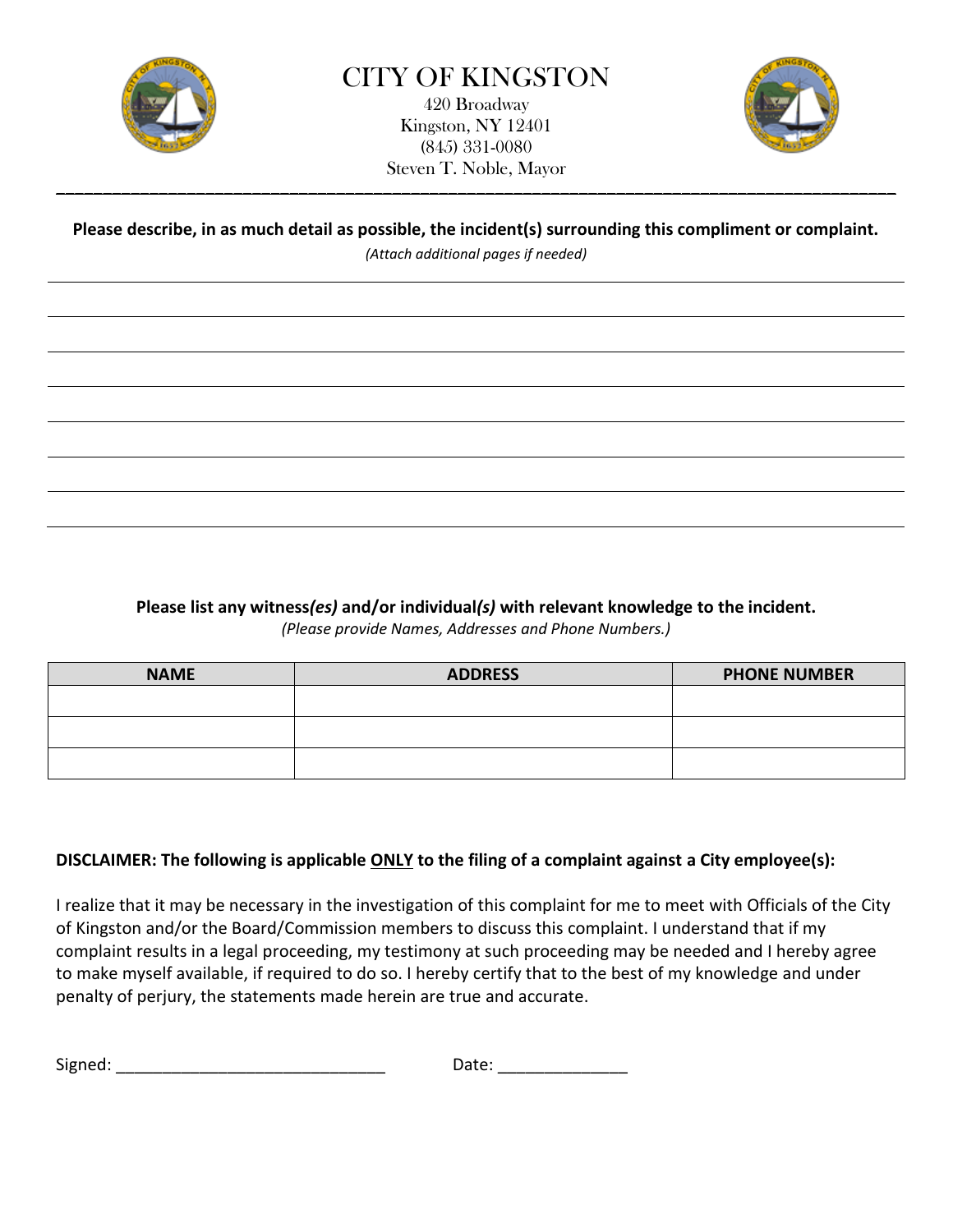# CITY OF KINGSTON

420 Broadway
Kingston, NY 12401
(845) 331-0080
Steven T. Noble, Mayor

---

**Please describe, in as much detail as possible, the incident(s) surrounding this compliment or complaint.**

*(Attach additional pages if needed)*

______________________________________________________________________

______________________________________________________________________

______________________________________________________________________

______________________________________________________________________

______________________________________________________________________

______________________________________________________________________

______________________________________________________________________

**Please list any witness*(es)* and/or individual*(s)* with relevant knowledge to the incident.**

*(Please provide Names, Addresses and Phone Numbers.)*

| NAME | ADDRESS | PHONE NUMBER |
| --- | --- | --- |
| | | |
| | | |
| | | |

**DISCLAIMER: The following is applicable ONLY to the filing of a complaint against a City employee(s):**

I realize that it may be necessary in the investigation of this complaint for me to meet with Officials of the City of Kingston and/or the Board/Commission members to discuss this complaint. I understand that if my complaint results in a legal proceeding, my testimony at such proceeding may be needed and I hereby agree to make myself available, if required to do so. I hereby certify that to the best of my knowledge and under penalty of perjury, the statements made herein are true and accurate.

Signed: ______________________________ Date: ______________